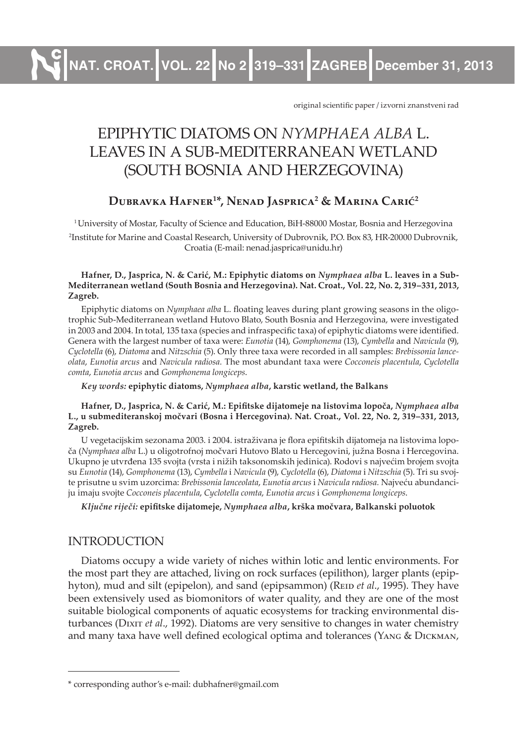original scientific paper / izvorni znanstveni rad

# EPIPHYTIC DIATOMS ON *NYMPHAEA ALBA* L. LEAVES IN A SUB-MEDITERRANEAN WETLAND (SOUTH BOSNIA AND HERZEGOVINA)

**Dubravka Hafner[1]*, Nenad Jasprica[2] & Marina Carić[2]**

[1] University of Mostar, Faculty of Science and Education, BiH-88000 Mostar, Bosnia and Herzegovina

[2] Institute for Marine and Coastal Research, University of Dubrovnik, P.O. Box 83, HR-20000 Dubrovnik, Croatia (E-mail: nenad.jasprica@unidu.hr)

**Hafner, D., Jasprica, N. & Carić, M.: Epiphytic diatoms on *Nymphaea alba* L. leaves in a Sub-Mediterranean wetland (South Bosnia and Herzegovina). Nat. Croat., Vol. 22, No. 2, 319–331, 2013, Zagreb.**

Epiphytic diatoms on *Nymphaea alba* L. floating leaves during plant growing seasons in the oligotrophic Sub-Mediterranean wetland Hutovo Blato, South Bosnia and Herzegovina, were investigated in 2003 and 2004. In total, 135 taxa (species and infraspecific taxa) of epiphytic diatoms were identified. Genera with the largest number of taxa were: *Eunotia* (14), *Gomphonema* (13), *Cymbella* and *Navicula* (9), *Cyclotella* (6), *Diatoma* and *Nitzschia* (5). Only three taxa were recorded in all samples: *Brebissonia lanceolata*, *Eunotia arcus* and *Navicula radiosa.* The most abundant taxa were *Cocconeis placentula*, *Cyclotella comta*, *Eunotia arcus* and *Gomphonema longiceps*.

***Key words:*** **epiphytic diatoms, *Nymphaea alba*, karstic wetland, the Balkans**

**Hafner, D., Jasprica, N. & Carić, M.: Epifitske dijatomeje na listovima lopoča, *Nymphaea alba* L., u submediteranskoj močvari (Bosna i Hercegovina). Nat. Croat., Vol. 22, No. 2, 319–331, 2013, Zagreb.**

U vegetacijskim sezonama 2003. i 2004. istraživana je flora epifitskih dijatomeja na listovima lopoča (*Nymphaea alba* L.) u oligotrofnoj močvari Hutovo Blato u Hercegovini, južna Bosna i Hercegovina. Ukupno je utvrđena 135 svojta (vrsta i nižih taksonomskih jedinica). Rodovi s najvećim brojem svojta su *Eunotia* (14), *Gomphonema* (13), *Cymbella* i *Navicula* (9), *Cyclotella* (6), *Diatoma* i *Nitzschia* (5). Tri su svojte prisutne u svim uzorcima: *Brebissonia lanceolata*, *Eunotia arcus* i *Navicula radiosa.* Najveću abundanciju imaju svojte *Cocconeis placentula*, *Cyclotella comta*, *Eunotia arcus* i *Gomphonema longiceps*.

***Ključne riječi:*** **epifitske dijatomeje, *Nymphaea alba*, krška močvara, Balkanski poluotok**

## INTRODUCTION

Diatoms occupy a wide variety of niches within lotic and lentic environments. For the most part they are attached, living on rock surfaces (epilithon), larger plants (epiphyton), mud and silt (epipelon), and sand (epipsammon) (Reid *et al*., 1995). They have been extensively used as biomonitors of water quality, and they are one of the most suitable biological components of aquatic ecosystems for tracking environmental disturbances (Dixit *et al*., 1992). Diatoms are very sensitive to changes in water chemistry and many taxa have well defined ecological optima and tolerances (Yang & Dickman,

* corresponding author's e-mail: dubhafner@gmail.com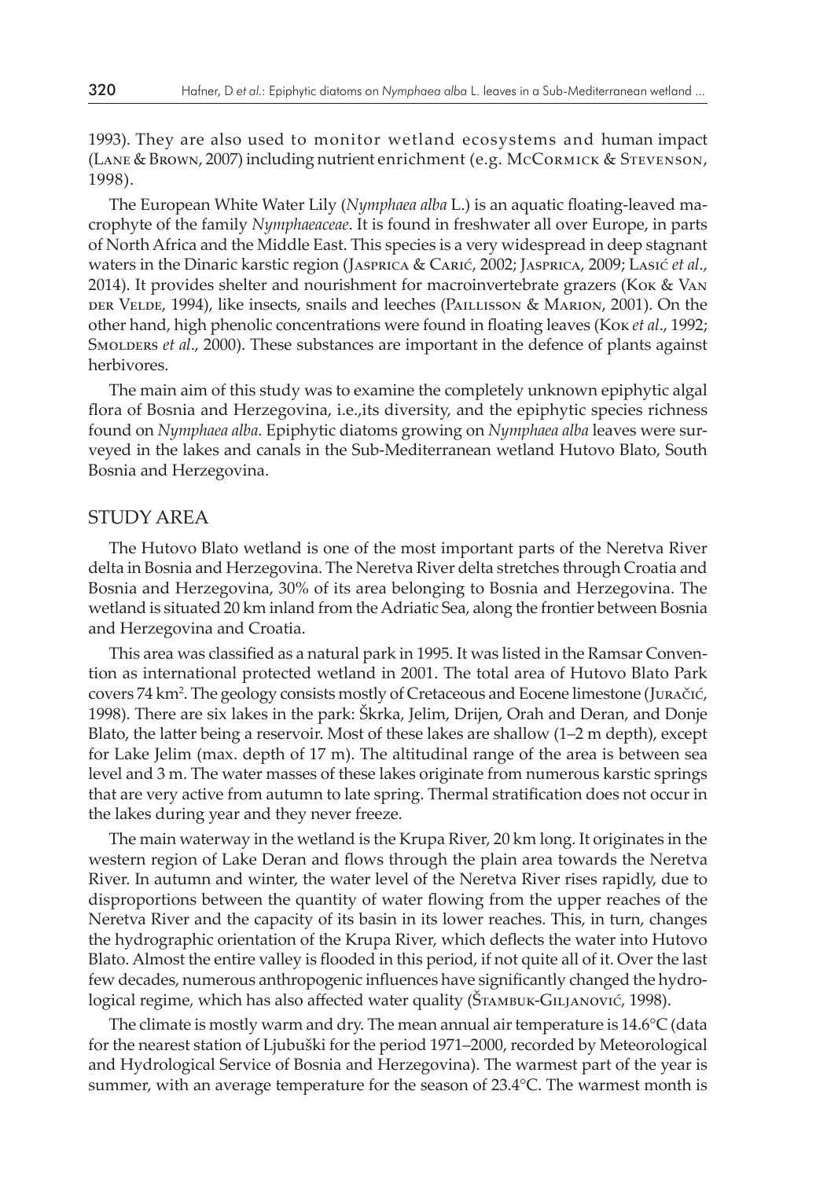1993). They are also used to monitor wetland ecosystems and human impact (Lane & Brown, 2007) including nutrient enrichment (e.g. McCormick & Stevenson, 1998).

The European White Water Lily (*Nymphaea alba* L.) is an aquatic floating-leaved macrophyte of the family *Nymphaeaceae*. It is found in freshwater all over Europe, in parts of North Africa and the Middle East. This species is a very widespread in deep stagnant waters in the Dinaric karstic region (Jasprica & Carić, 2002; Jasprica, 2009; Lasić *et al*., 2014). It provides shelter and nourishment for macroinvertebrate grazers (Kok & Van der Velde, 1994), like insects, snails and leeches (Paillisson & Marion, 2001). On the other hand, high phenolic concentrations were found in floating leaves (Kok *et al*., 1992; Smolders *et al*., 2000). These substances are important in the defence of plants against herbivores.

The main aim of this study was to examine the completely unknown epiphytic algal flora of Bosnia and Herzegovina, i.e.,its diversity, and the epiphytic species richness found on *Nymphaea alba*. Epiphytic diatoms growing on *Nymphaea alba* leaves were surveyed in the lakes and canals in the Sub-Mediterranean wetland Hutovo Blato, South Bosnia and Herzegovina.

## STUDY AREA

The Hutovo Blato wetland is one of the most important parts of the Neretva River delta in Bosnia and Herzegovina. The Neretva River delta stretches through Croatia and Bosnia and Herzegovina, 30% of its area belonging to Bosnia and Herzegovina. The wetland is situated 20 km inland from the Adriatic Sea, along the frontier between Bosnia and Herzegovina and Croatia.

This area was classified as a natural park in 1995. It was listed in the Ramsar Convention as international protected wetland in 2001. The total area of Hutovo Blato Park covers 74 km$^2$. The geology consists mostly of Cretaceous and Eocene limestone (Juračić, 1998). There are six lakes in the park: Škrka, Jelim, Drijen, Orah and Deran, and Donje Blato, the latter being a reservoir. Most of these lakes are shallow (1–2 m depth), except for Lake Jelim (max. depth of 17 m). The altitudinal range of the area is between sea level and 3 m. The water masses of these lakes originate from numerous karstic springs that are very active from autumn to late spring. Thermal stratification does not occur in the lakes during year and they never freeze.

The main waterway in the wetland is the Krupa River, 20 km long. It originates in the western region of Lake Deran and flows through the plain area towards the Neretva River. In autumn and winter, the water level of the Neretva River rises rapidly, due to disproportions between the quantity of water flowing from the upper reaches of the Neretva River and the capacity of its basin in its lower reaches. This, in turn, changes the hydrographic orientation of the Krupa River, which deflects the water into Hutovo Blato. Almost the entire valley is flooded in this period, if not quite all of it. Over the last few decades, numerous anthropogenic influences have significantly changed the hydrological regime, which has also affected water quality (Štambuk-Giljanović, 1998).

The climate is mostly warm and dry. The mean annual air temperature is 14.6°C (data for the nearest station of Ljubuški for the period 1971–2000, recorded by Meteorological and Hydrological Service of Bosnia and Herzegovina). The warmest part of the year is summer, with an average temperature for the season of 23.4°C. The warmest month is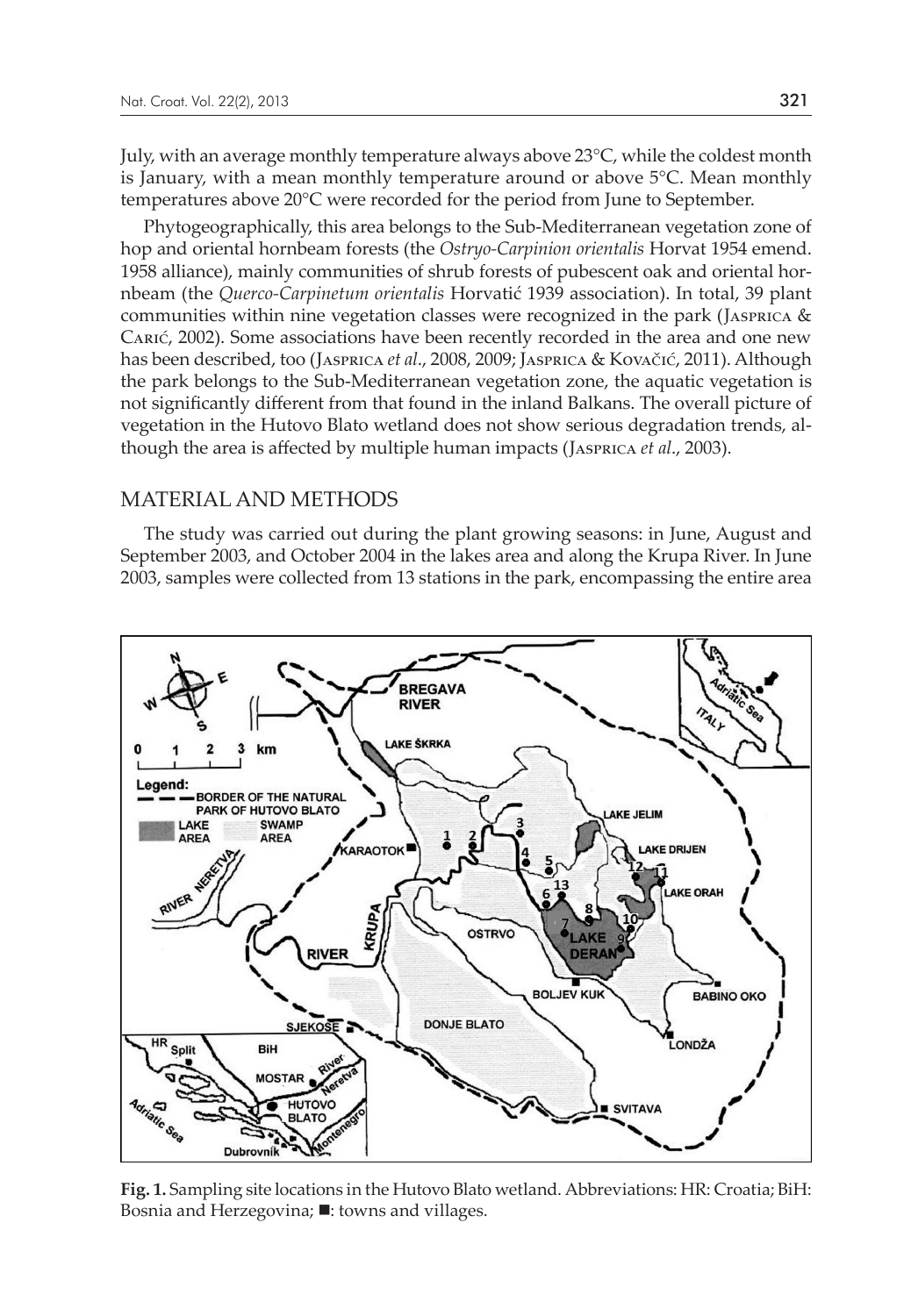July, with an average monthly temperature always above 23°C, while the coldest month is January, with a mean monthly temperature around or above 5°C. Mean monthly temperatures above 20°C were recorded for the period from June to September.

Phytogeographically, this area belongs to the Sub-Mediterranean vegetation zone of hop and oriental hornbeam forests (the *Ostryo-Carpinion orientalis* Horvat 1954 emend. 1958 alliance), mainly communities of shrub forests of pubescent oak and oriental hornbeam (the *Querco-Carpinetum orientalis* Horvatić 1939 association). In total, 39 plant communities within nine vegetation classes were recognized in the park (Jasprica & Carić, 2002). Some associations have been recently recorded in the area and one new has been described, too (Jasprica *et al*., 2008, 2009; Jasprica & Kovačić, 2011). Although the park belongs to the Sub-Mediterranean vegetation zone, the aquatic vegetation is not significantly different from that found in the inland Balkans. The overall picture of vegetation in the Hutovo Blato wetland does not show serious degradation trends, although the area is affected by multiple human impacts (Jasprica *et al*., 2003).

## MATERIAL AND METHODS

The study was carried out during the plant growing seasons: in June, August and September 2003, and October 2004 in the lakes area and along the Krupa River. In June 2003, samples were collected from 13 stations in the park, encompassing the entire area

**Fig. 1.** Sampling site locations in the Hutovo Blato wetland. Abbreviations: HR: Croatia; BiH: Bosnia and Herzegovina; ■: towns and villages.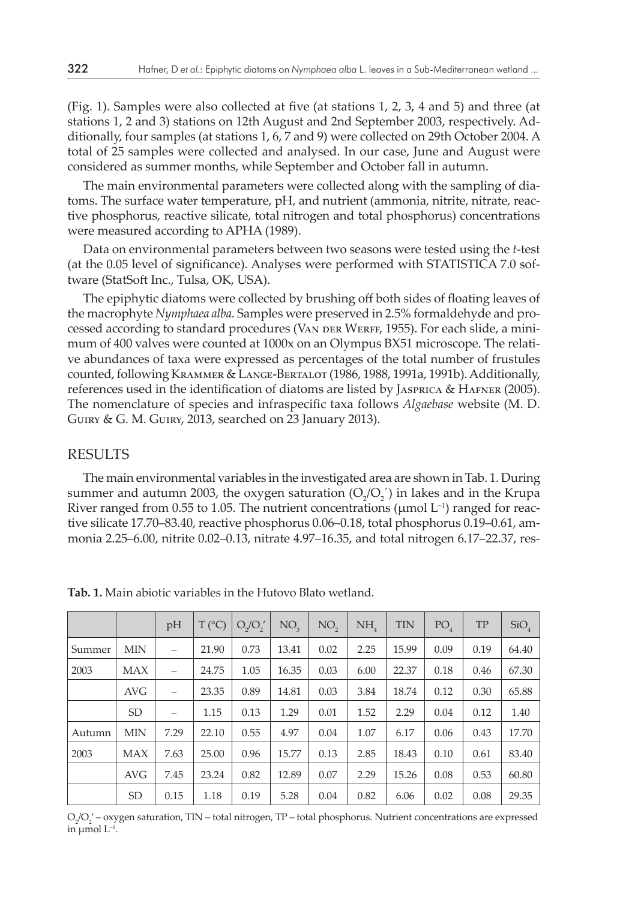(Fig. 1). Samples were also collected at five (at stations 1, 2, 3, 4 and 5) and three (at stations 1, 2 and 3) stations on 12th August and 2nd September 2003, respectively. Additionally, four samples (at stations 1, 6, 7 and 9) were collected on 29th October 2004. A total of 25 samples were collected and analysed. In our case, June and August were considered as summer months, while September and October fall in autumn.

The main environmental parameters were collected along with the sampling of diatoms. The surface water temperature, pH, and nutrient (ammonia, nitrite, nitrate, reactive phosphorus, reactive silicate, total nitrogen and total phosphorus) concentrations were measured according to APHA (1989).

Data on environmental parameters between two seasons were tested using the *t*-test (at the 0.05 level of significance). Analyses were performed with STATISTICA 7.0 software (StatSoft Inc., Tulsa, OK, USA).

The epiphytic diatoms were collected by brushing off both sides of floating leaves of the macrophyte *Nymphaea alba*. Samples were preserved in 2.5% formaldehyde and processed according to standard procedures (Van der Werff, 1955). For each slide, a minimum of 400 valves were counted at 1000x on an Olympus BX51 microscope. The relative abundances of taxa were expressed as percentages of the total number of frustules counted, following Krammer & Lange-Bertalot (1986, 1988, 1991a, 1991b). Additionally, references used in the identification of diatoms are listed by Jasprica & Hafner (2005). The nomenclature of species and infraspecific taxa follows *Algaebase* website (M. D. Guiry & G. M. Guiry, 2013, searched on 23 January 2013).

## RESULTS

The main environmental variables in the investigated area are shown in Tab. 1. During summer and autumn 2003, the oxygen saturation ($O_2/O_2'$) in lakes and in the Krupa River ranged from 0.55 to 1.05. The nutrient concentrations ($\mu$mol $L^{-1}$) ranged for reactive silicate 17.70–83.40, reactive phosphorus 0.06–0.18, total phosphorus 0.19–0.61, ammonia 2.25–6.00, nitrite 0.02–0.13, nitrate 4.97–16.35, and total nitrogen 6.17–22.37, res-

**Tab. 1.** Main abiotic variables in the Hutovo Blato wetland.

| | | pH | T (°C) | $O_2/O_2'$ | $NO_3$ | $NO_2$ | $NH_4$ | TIN | $PO_4$ | TP | $SiO_4$ |
|---|---|---|---|---|---|---|---|---|---|---|---|
| Summer | MIN | – | 21.90 | 0.73 | 13.41 | 0.02 | 2.25 | 15.99 | 0.09 | 0.19 | 64.40 |
| 2003 | MAX | – | 24.75 | 1.05 | 16.35 | 0.03 | 6.00 | 22.37 | 0.18 | 0.46 | 67.30 |
| | AVG | – | 23.35 | 0.89 | 14.81 | 0.03 | 3.84 | 18.74 | 0.12 | 0.30 | 65.88 |
| | SD | – | 1.15 | 0.13 | 1.29 | 0.01 | 1.52 | 2.29 | 0.04 | 0.12 | 1.40 |
| Autumn | MIN | 7.29 | 22.10 | 0.55 | 4.97 | 0.04 | 1.07 | 6.17 | 0.06 | 0.43 | 17.70 |
| 2003 | MAX | 7.63 | 25.00 | 0.96 | 15.77 | 0.13 | 2.85 | 18.43 | 0.10 | 0.61 | 83.40 |
| | AVG | 7.45 | 23.24 | 0.82 | 12.89 | 0.07 | 2.29 | 15.26 | 0.08 | 0.53 | 60.80 |
| | SD | 0.15 | 1.18 | 0.19 | 5.28 | 0.04 | 0.82 | 6.06 | 0.02 | 0.08 | 29.35 |

$O_2/O_2'$ – oxygen saturation, TIN – total nitrogen, TP – total phosphorus. Nutrient concentrations are expressed in $\mu$mol $L^{-1}$.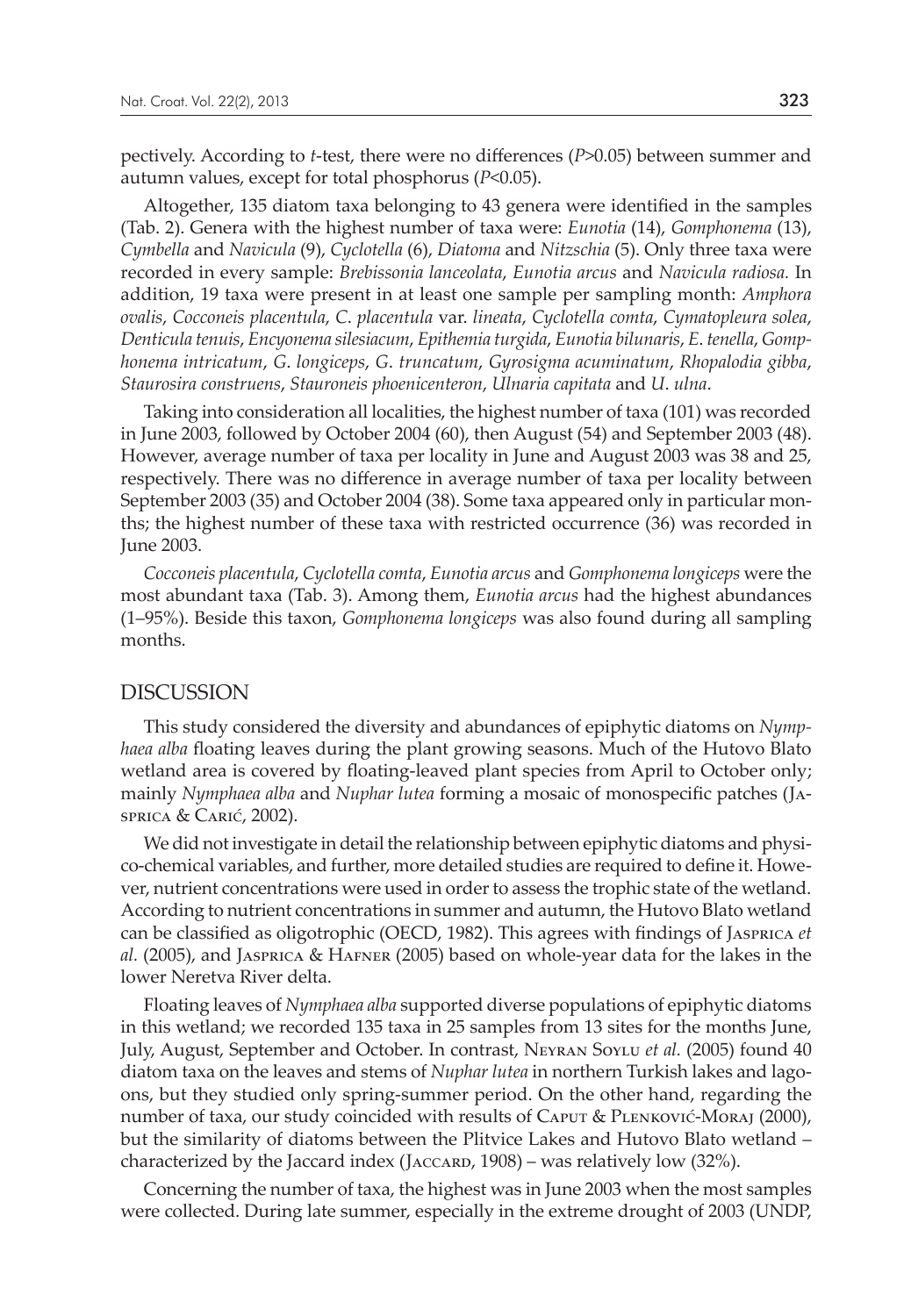pectively. According to *t*-test, there were no differences ($P>0.05$) between summer and autumn values, except for total phosphorus ($P<0.05$).

Altogether, 135 diatom taxa belonging to 43 genera were identified in the samples (Tab. 2). Genera with the highest number of taxa were: *Eunotia* (14), *Gomphonema* (13), *Cymbella* and *Navicula* (9), *Cyclotella* (6), *Diatoma* and *Nitzschia* (5). Only three taxa were recorded in every sample: *Brebissonia lanceolata*, *Eunotia arcus* and *Navicula radiosa.* In addition, 19 taxa were present in at least one sample per sampling month: *Amphora ovalis*, *Cocconeis placentula*, *C. placentula* var. *lineata*, *Cyclotella comta*, *Cymatopleura solea*, *Denticula tenuis*, *Encyonema silesiacum*, *Epithemia turgida*, *Eunotia bilunaris*, *E. tenella*, *Gomphonema intricatum*, *G. longiceps*, *G. truncatum*, *Gyrosigma acuminatum*, *Rhopalodia gibba*, *Staurosira construens*, *Stauroneis phoenicenteron*, *Ulnaria capitata* and *U. ulna*.

Taking into consideration all localities, the highest number of taxa (101) was recorded in June 2003, followed by October 2004 (60), then August (54) and September 2003 (48). However, average number of taxa per locality in June and August 2003 was 38 and 25, respectively. There was no difference in average number of taxa per locality between September 2003 (35) and October 2004 (38). Some taxa appeared only in particular months; the highest number of these taxa with restricted occurrence (36) was recorded in June 2003.

*Cocconeis placentula*, *Cyclotella comta*, *Eunotia arcus* and *Gomphonema longiceps* were the most abundant taxa (Tab. 3). Among them, *Eunotia arcus* had the highest abundances (1–95%). Beside this taxon, *Gomphonema longiceps* was also found during all sampling months.

## DISCUSSION

This study considered the diversity and abundances of epiphytic diatoms on *Nymphaea alba* floating leaves during the plant growing seasons. Much of the Hutovo Blato wetland area is covered by floating-leaved plant species from April to October only; mainly *Nymphaea alba* and *Nuphar lutea* forming a mosaic of monospecific patches (Jasprica & Carić, 2002).

We did not investigate in detail the relationship between epiphytic diatoms and physico-chemical variables, and further, more detailed studies are required to define it. However, nutrient concentrations were used in order to assess the trophic state of the wetland. According to nutrient concentrations in summer and autumn, the Hutovo Blato wetland can be classified as oligotrophic (OECD, 1982). This agrees with findings of Jasprica *et al.* (2005), and Jasprica & Hafner (2005) based on whole-year data for the lakes in the lower Neretva River delta.

Floating leaves of *Nymphaea alba* supported diverse populations of epiphytic diatoms in this wetland; we recorded 135 taxa in 25 samples from 13 sites for the months June, July, August, September and October. In contrast, Neyran Soylu *et al.* (2005) found 40 diatom taxa on the leaves and stems of *Nuphar lutea* in northern Turkish lakes and lagoons, but they studied only spring-summer period. On the other hand, regarding the number of taxa, our study coincided with results of Caput & Plenković-Moraj (2000), but the similarity of diatoms between the Plitvice Lakes and Hutovo Blato wetland – characterized by the Jaccard index (Jaccard, 1908) – was relatively low (32%).

Concerning the number of taxa, the highest was in June 2003 when the most samples were collected. During late summer, especially in the extreme drought of 2003 (UNDP,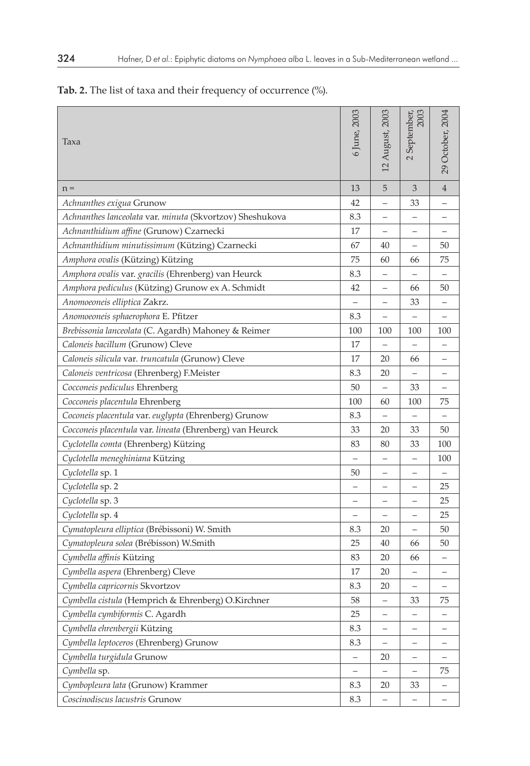**Tab. 2.** The list of taxa and their frequency of occurrence (%).

| Taxa | 6 June, 2003 | 12 August, 2003 | 2 September, 2003 | 29 October, 2004 |
|---|---|---|---|---|
| n = | 13 | 5 | 3 | 4 |
| *Achnanthes exigua* Grunow | 42 | – | 33 | – |
| *Achnanthes lanceolata* var. *minuta* (Skvortzov) Sheshukova | 8.3 | – | – | – |
| *Achnanthidium affine* (Grunow) Czarnecki | 17 | – | – | – |
| *Achnanthidium minutissimum* (Kützing) Czarnecki | 67 | 40 | – | 50 |
| *Amphora ovalis* (Kützing) Kützing | 75 | 60 | 66 | 75 |
| *Amphora ovalis* var. *gracilis* (Ehrenberg) van Heurck | 8.3 | – | – | – |
| *Amphora pediculus* (Kützing) Grunow ex A. Schmidt | 42 | – | 66 | 50 |
| *Anomoeoneis elliptica* Zakrz. | – | – | 33 | – |
| *Anomoeoneis sphaerophora* E. Pfitzer | 8.3 | – | – | – |
| *Brebissonia lanceolata* (C. Agardh) Mahoney & Reimer | 100 | 100 | 100 | 100 |
| *Caloneis bacillum* (Grunow) Cleve | 17 | – | – | – |
| *Caloneis silicula* var. *truncatula* (Grunow) Cleve | 17 | 20 | 66 | – |
| *Caloneis ventricosa* (Ehrenberg) F.Meister | 8.3 | 20 | – | – |
| *Cocconeis pediculus* Ehrenberg | 50 | – | 33 | – |
| *Cocconeis placentula* Ehrenberg | 100 | 60 | 100 | 75 |
| *Coconeis placentula* var. *euglypta* (Ehrenberg) Grunow | 8.3 | – | – | – |
| *Cocconeis placentula* var. *lineata* (Ehrenberg) van Heurck | 33 | 20 | 33 | 50 |
| *Cyclotella comta* (Ehrenberg) Kützing | 83 | 80 | 33 | 100 |
| *Cyclotella meneghiniana* Kützing | – | – | – | 100 |
| *Cyclotella* sp. 1 | 50 | – | – | – |
| *Cyclotella* sp. 2 | – | – | – | 25 |
| *Cyclotella* sp. 3 | – | – | – | 25 |
| *Cyclotella* sp. 4 | – | – | – | 25 |
| *Cymatopleura elliptica* (Brébissoni) W. Smith | 8.3 | 20 | – | 50 |
| *Cymatopleura solea* (Brébisson) W.Smith | 25 | 40 | 66 | 50 |
| *Cymbella affinis* Kützing | 83 | 20 | 66 | – |
| *Cymbella aspera* (Ehrenberg) Cleve | 17 | 20 | – | – |
| *Cymbella capricornis* Skvortzov | 8.3 | 20 | – | – |
| *Cymbella cistula* (Hemprich & Ehrenberg) O.Kirchner | 58 | – | 33 | 75 |
| *Cymbella cymbiformis* C. Agardh | 25 | – | – | – |
| *Cymbella ehrenbergii* Kützing | 8.3 | – | – | – |
| *Cymbella leptoceros* (Ehrenberg) Grunow | 8.3 | – | – | – |
| *Cymbella turgidula* Grunow | – | 20 | – | – |
| *Cymbella* sp. | – | – | – | 75 |
| *Cymbopleura lata* (Grunow) Krammer | 8.3 | 20 | 33 | – |
| *Coscinodiscus lacustris* Grunow | 8.3 | – | – | – |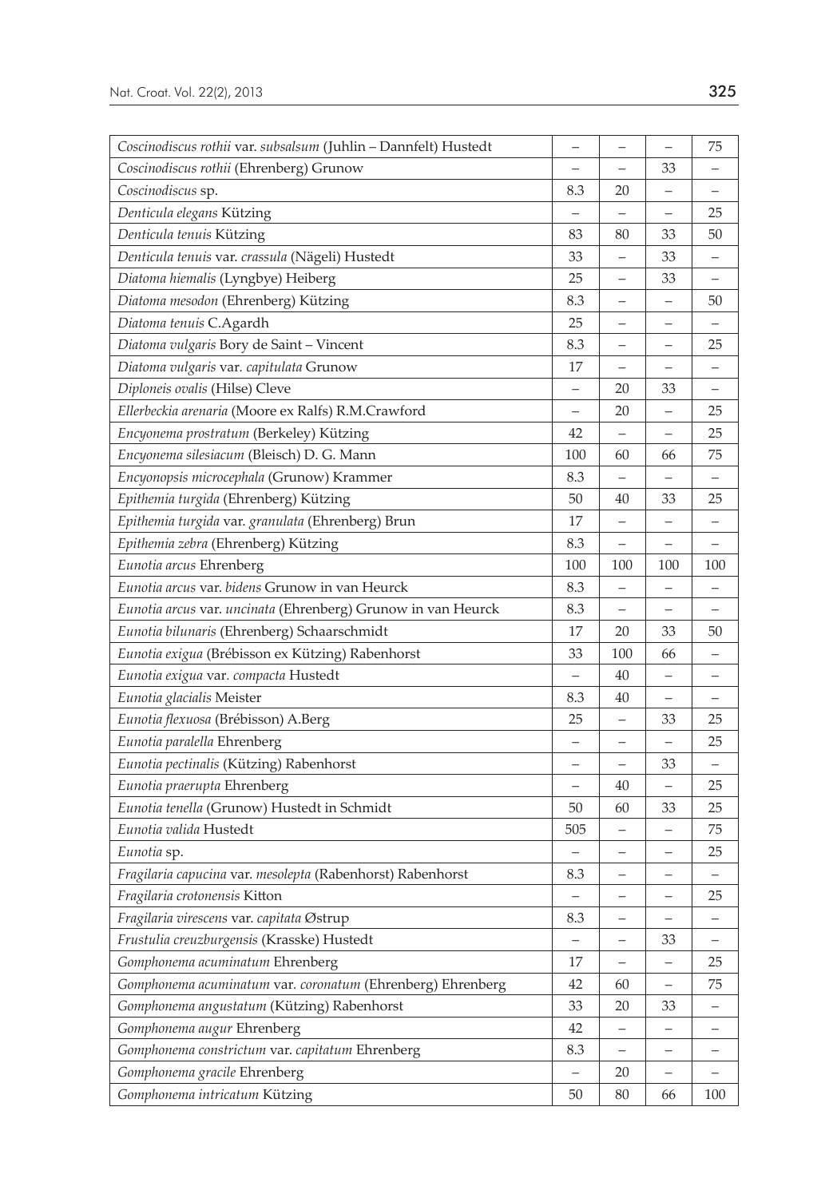| | | | | |
|---|---|---|---|---|
| *Coscinodiscus rothii* var. *subsalsum* (Juhlin – Dannfelt) Hustedt | – | – | – | 75 |
| *Coscinodiscus rothii* (Ehrenberg) Grunow | – | – | 33 | – |
| *Coscinodiscus* sp. | 8.3 | 20 | – | – |
| *Denticula elegans* Kützing | – | – | – | 25 |
| *Denticula tenuis* Kützing | 83 | 80 | 33 | 50 |
| *Denticula tenuis* var. *crassula* (Nägeli) Hustedt | 33 | – | 33 | – |
| *Diatoma hiemalis* (Lyngbye) Heiberg | 25 | – | 33 | – |
| *Diatoma mesodon* (Ehrenberg) Kützing | 8.3 | – | – | 50 |
| *Diatoma tenuis* C.Agardh | 25 | – | – | – |
| *Diatoma vulgaris* Bory de Saint – Vincent | 8.3 | – | – | 25 |
| *Diatoma vulgaris* var. *capitulata* Grunow | 17 | – | – | – |
| *Diploneis ovalis* (Hilse) Cleve | – | 20 | 33 | – |
| *Ellerbeckia arenaria* (Moore ex Ralfs) R.M.Crawford | – | 20 | – | 25 |
| *Encyonema prostratum* (Berkeley) Kützing | 42 | – | – | 25 |
| *Encyonema silesiacum* (Bleisch) D. G. Mann | 100 | 60 | 66 | 75 |
| *Encyonopsis microcephala* (Grunow) Krammer | 8.3 | – | – | – |
| *Epithemia turgida* (Ehrenberg) Kützing | 50 | 40 | 33 | 25 |
| *Epithemia turgida* var. *granulata* (Ehrenberg) Brun | 17 | – | – | – |
| *Epithemia zebra* (Ehrenberg) Kützing | 8.3 | – | – | – |
| *Eunotia arcus* Ehrenberg | 100 | 100 | 100 | 100 |
| *Eunotia arcus* var. *bidens* Grunow in van Heurck | 8.3 | – | – | – |
| *Eunotia arcus* var. *uncinata* (Ehrenberg) Grunow in van Heurck | 8.3 | – | – | – |
| *Eunotia bilunaris* (Ehrenberg) Schaarschmidt | 17 | 20 | 33 | 50 |
| *Eunotia exigua* (Brébisson ex Kützing) Rabenhorst | 33 | 100 | 66 | – |
| *Eunotia exigua* var. *compacta* Hustedt | – | 40 | – | – |
| *Eunotia glacialis* Meister | 8.3 | 40 | – | – |
| *Eunotia flexuosa* (Brébisson) A.Berg | 25 | – | 33 | 25 |
| *Eunotia paralella* Ehrenberg | – | – | – | 25 |
| *Eunotia pectinalis* (Kützing) Rabenhorst | – | – | 33 | – |
| *Eunotia praerupta* Ehrenberg | – | 40 | – | 25 |
| *Eunotia tenella* (Grunow) Hustedt in Schmidt | 50 | 60 | 33 | 25 |
| *Eunotia valida* Hustedt | 505 | – | – | 75 |
| *Eunotia* sp. | – | – | – | 25 |
| *Fragilaria capucina* var. *mesolepta* (Rabenhorst) Rabenhorst | 8.3 | – | – | – |
| *Fragilaria crotonensis* Kitton | – | – | – | 25 |
| *Fragilaria virescens* var. *capitata* Østrup | 8.3 | – | – | – |
| *Frustulia creuzburgensis* (Krasske) Hustedt | – | – | 33 | – |
| *Gomphonema acuminatum* Ehrenberg | 17 | – | – | 25 |
| *Gomphonema acuminatum* var. *coronatum* (Ehrenberg) Ehrenberg | 42 | 60 | – | 75 |
| *Gomphonema angustatum* (Kützing) Rabenhorst | 33 | 20 | 33 | – |
| *Gomphonema augur* Ehrenberg | 42 | – | – | – |
| *Gomphonema constrictum* var. *capitatum* Ehrenberg | 8.3 | – | – | – |
| *Gomphonema gracile* Ehrenberg | – | 20 | – | – |
| *Gomphonema intricatum* Kützing | 50 | 80 | 66 | 100 |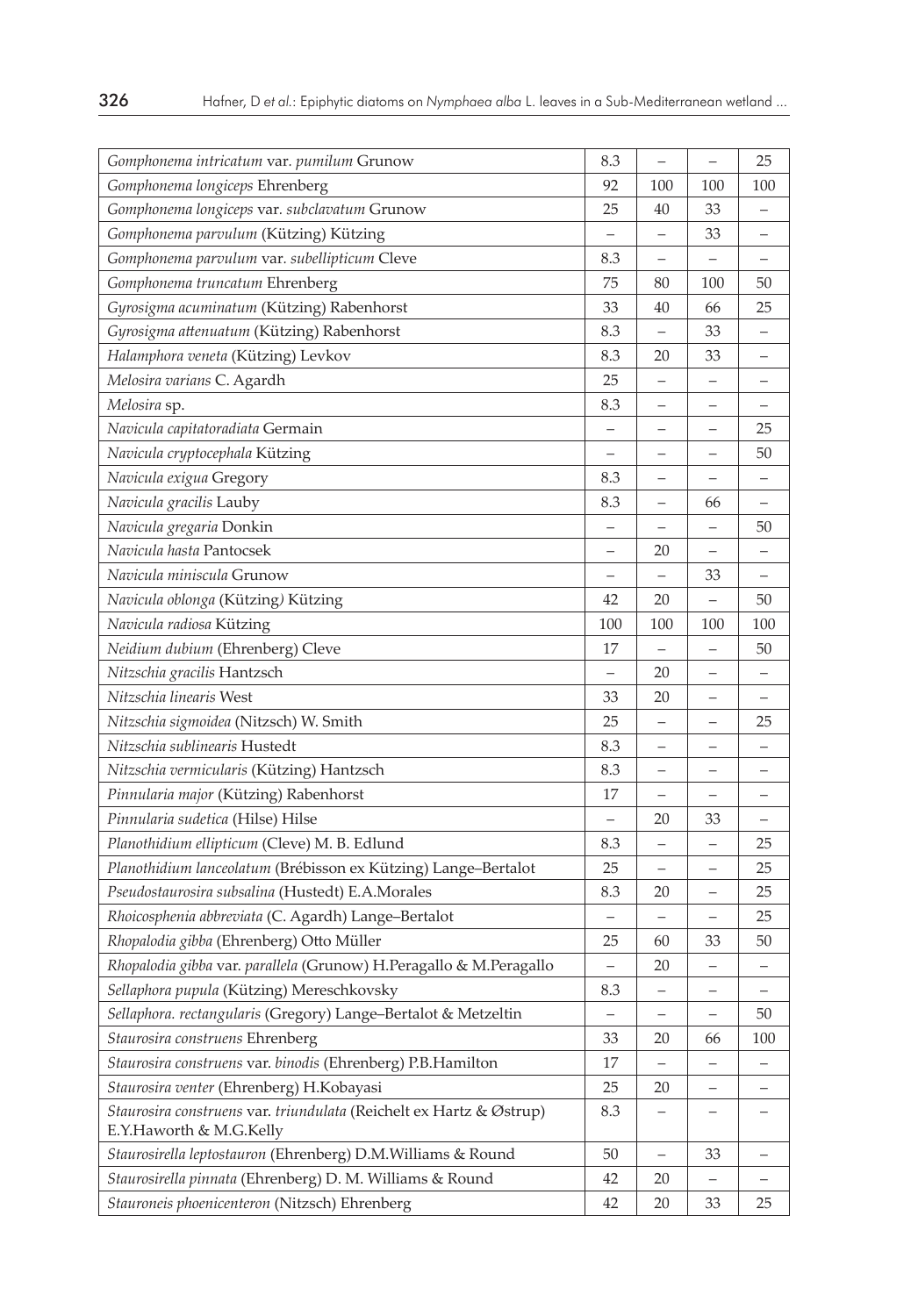| | | | | |
|---|---|---|---|---|
| *Gomphonema intricatum* var. *pumilum* Grunow | 8.3 | – | – | 25 |
| *Gomphonema longiceps* Ehrenberg | 92 | 100 | 100 | 100 |
| *Gomphonema longiceps* var. *subclavatum* Grunow | 25 | 40 | 33 | – |
| *Gomphonema parvulum* (Kützing) Kützing | – | – | 33 | – |
| *Gomphonema parvulum* var. *subellipticum* Cleve | 8.3 | – | – | – |
| *Gomphonema truncatum* Ehrenberg | 75 | 80 | 100 | 50 |
| *Gyrosigma acuminatum* (Kützing) Rabenhorst | 33 | 40 | 66 | 25 |
| *Gyrosigma attenuatum* (Kützing) Rabenhorst | 8.3 | – | 33 | – |
| *Halamphora veneta* (Kützing) Levkov | 8.3 | 20 | 33 | – |
| *Melosira varians* C. Agardh | 25 | – | – | – |
| *Melosira* sp. | 8.3 | – | – | – |
| *Navicula capitatoradiata* Germain | – | – | – | 25 |
| *Navicula cryptocephala* Kützing | – | – | – | 50 |
| *Navicula exigua* Gregory | 8.3 | – | – | – |
| *Navicula gracilis* Lauby | 8.3 | – | 66 | – |
| *Navicula gregaria* Donkin | – | – | – | 50 |
| *Navicula hasta* Pantocsek | – | 20 | – | – |
| *Navicula miniscula* Grunow | – | – | 33 | – |
| *Navicula oblonga* (Kützing) Kützing | 42 | 20 | – | 50 |
| *Navicula radiosa* Kützing | 100 | 100 | 100 | 100 |
| *Neidium dubium* (Ehrenberg) Cleve | 17 | – | – | 50 |
| *Nitzschia gracilis* Hantzsch | – | 20 | – | – |
| *Nitzschia linearis* West | 33 | 20 | – | – |
| *Nitzschia sigmoidea* (Nitzsch) W. Smith | 25 | – | – | 25 |
| *Nitzschia sublinearis* Hustedt | 8.3 | – | – | – |
| *Nitzschia vermicularis* (Kützing) Hantzsch | 8.3 | – | – | – |
| *Pinnularia major* (Kützing) Rabenhorst | 17 | – | – | – |
| *Pinnularia sudetica* (Hilse) Hilse | – | 20 | 33 | – |
| *Planothidium ellipticum* (Cleve) M. B. Edlund | 8.3 | – | – | 25 |
| *Planothidium lanceolatum* (Brébisson ex Kützing) Lange–Bertalot | 25 | – | – | 25 |
| *Pseudostaurosira subsalina* (Hustedt) E.A.Morales | 8.3 | 20 | – | 25 |
| *Rhoicosphenia abbreviata* (C. Agardh) Lange–Bertalot | – | – | – | 25 |
| *Rhopalodia gibba* (Ehrenberg) Otto Müller | 25 | 60 | 33 | 50 |
| *Rhopalodia gibba* var. *parallela* (Grunow) H.Peragallo & M.Peragallo | – | 20 | – | – |
| *Sellaphora pupula* (Kützing) Mereschkovsky | 8.3 | – | – | – |
| *Sellaphora. rectangularis* (Gregory) Lange–Bertalot & Metzeltin | – | – | – | 50 |
| *Staurosira construens* Ehrenberg | 33 | 20 | 66 | 100 |
| *Staurosira construens* var. *binodis* (Ehrenberg) P.B.Hamilton | 17 | – | – | – |
| *Staurosira venter* (Ehrenberg) H.Kobayasi | 25 | 20 | – | – |
| *Staurosira construens* var. *triundulata* (Reichelt ex Hartz & Østrup) E.Y.Haworth & M.G.Kelly | 8.3 | – | – | – |
| *Staurosirella leptostauron* (Ehrenberg) D.M.Williams & Round | 50 | – | 33 | – |
| *Staurosirella pinnata* (Ehrenberg) D. M. Williams & Round | 42 | 20 | – | – |
| *Stauroneis phoenicenteron* (Nitzsch) Ehrenberg | 42 | 20 | 33 | 25 |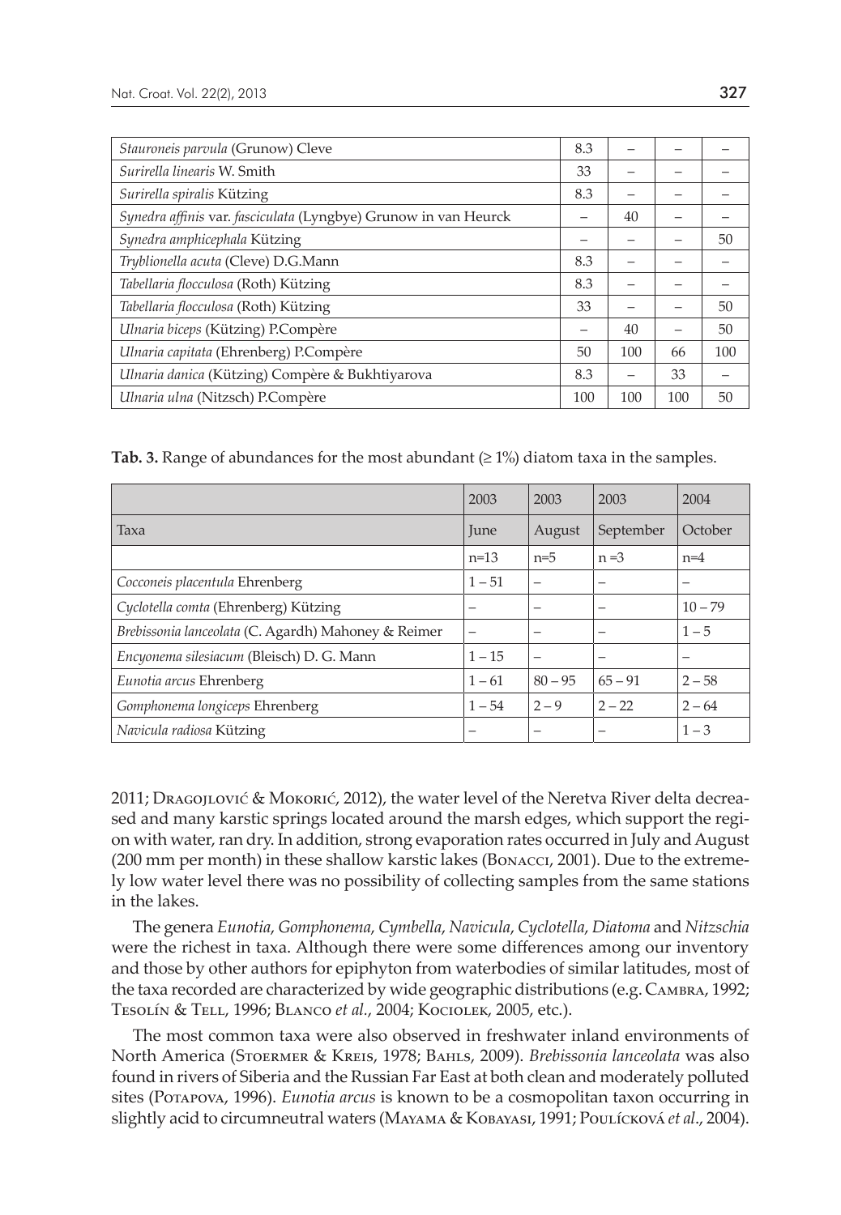| | | | | |
|---|---|---|---|---|
| *Stauroneis parvula* (Grunow) Cleve | 8.3 | – | – | – |
| *Surirella linearis* W. Smith | 33 | – | – | – |
| *Surirella spiralis* Kützing | 8.3 | – | – | – |
| *Synedra affinis* var. *fasciculata* (Lyngbye) Grunow in van Heurck | – | 40 | – | – |
| *Synedra amphicephala* Kützing | – | – | – | 50 |
| *Tryblionella acuta* (Cleve) D.G.Mann | 8.3 | – | – | – |
| *Tabellaria flocculosa* (Roth) Kützing | 8.3 | – | – | – |
| *Tabellaria flocculosa* (Roth) Kützing | 33 | – | – | 50 |
| *Ulnaria biceps* (Kützing) P.Compère | – | 40 | – | 50 |
| *Ulnaria capitata* (Ehrenberg) P.Compère | 50 | 100 | 66 | 100 |
| *Ulnaria danica* (Kützing) Compère & Bukhtiyarova | 8.3 | – | 33 | – |
| *Ulnaria ulna* (Nitzsch) P.Compère | 100 | 100 | 100 | 50 |

**Tab. 3.** Range of abundances for the most abundant (≥ 1%) diatom taxa in the samples.

| | 2003 | 2003 | 2003 | 2004 |
|---|---|---|---|---|
| Taxa | June | August | September | October |
| | n=13 | n=5 | n =3 | n=4 |
| *Cocconeis placentula* Ehrenberg | 1 – 51 | – | – | – |
| *Cyclotella comta* (Ehrenberg) Kützing | – | – | – | 10 – 79 |
| *Brebissonia lanceolata* (C. Agardh) Mahoney & Reimer | – | – | – | 1 – 5 |
| *Encyonema silesiacum* (Bleisch) D. G. Mann | 1 – 15 | – | – | – |
| *Eunotia arcus* Ehrenberg | 1 – 61 | 80 – 95 | 65 – 91 | 2 – 58 |
| *Gomphonema longiceps* Ehrenberg | 1 – 54 | 2 – 9 | 2 – 22 | 2 – 64 |
| *Navicula radiosa* Kützing | – | – | – | 1 – 3 |

2011; Dragojlović & Mokorić, 2012), the water level of the Neretva River delta decreased and many karstic springs located around the marsh edges, which support the region with water, ran dry. In addition, strong evaporation rates occurred in July and August (200 mm per month) in these shallow karstic lakes (Bonacci, 2001). Due to the extremely low water level there was no possibility of collecting samples from the same stations in the lakes.

The genera *Eunotia*, *Gomphonema*, *Cymbella*, *Navicula*, *Cyclotella*, *Diatoma* and *Nitzschia* were the richest in taxa. Although there were some differences among our inventory and those by other authors for epiphyton from waterbodies of similar latitudes, most of the taxa recorded are characterized by wide geographic distributions (e.g. Cambra, 1992; Tesolín & Tell, 1996; Blanco *et al.*, 2004; Kociolek, 2005, etc.).

The most common taxa were also observed in freshwater inland environments of North America (Stoermer & Kreis, 1978; Bahls, 2009). *Brebissonia lanceolata* was also found in rivers of Siberia and the Russian Far East at both clean and moderately polluted sites (Potapova, 1996). *Eunotia arcus* is known to be a cosmopolitan taxon occurring in slightly acid to circumneutral waters (Mayama & Kobayasi, 1991; Poulícková *et al*., 2004).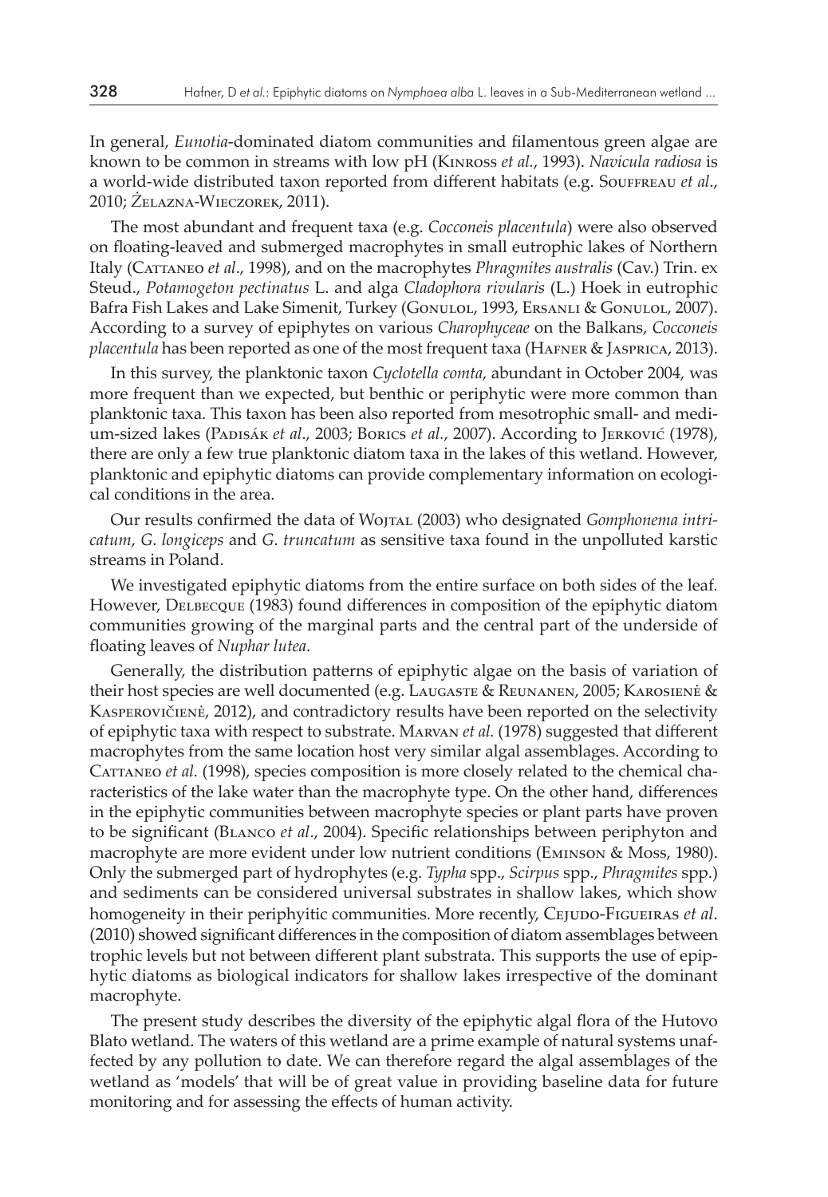In general, *Eunotia*-dominated diatom communities and filamentous green algae are known to be common in streams with low pH (Kinross *et al.*, 1993). *Navicula radiosa* is a world-wide distributed taxon reported from different habitats (e.g. Souffreau *et al*., 2010; Żelazna-Wieczorek, 2011).

The most abundant and frequent taxa (e.g. *Cocconeis placentula*) were also observed on floating-leaved and submerged macrophytes in small eutrophic lakes of Northern Italy (Cattaneo *et al*., 1998), and on the macrophytes *Phragmites australis* (Cav.) Trin. ex Steud., *Potamogeton pectinatus* L. and alga *Cladophora rivularis* (L.) Hoek in eutrophic Bafra Fish Lakes and Lake Simenit, Turkey (Gonulol, 1993, Ersanli & Gonulol, 2007). According to a survey of epiphytes on various *Charophyceae* on the Balkans, *Cocconeis placentula* has been reported as one of the most frequent taxa (Hafner & Jasprica, 2013).

In this survey, the planktonic taxon *Cyclotella comta*, abundant in October 2004, was more frequent than we expected, but benthic or periphytic were more common than planktonic taxa. This taxon has been also reported from mesotrophic small- and medium-sized lakes (Padisák *et al*., 2003; Borics *et al*., 2007). According to Jerković (1978), there are only a few true planktonic diatom taxa in the lakes of this wetland. However, planktonic and epiphytic diatoms can provide complementary information on ecological conditions in the area.

Our results confirmed the data of Wojtal (2003) who designated *Gomphonema intricatum*, *G. longiceps* and *G. truncatum* as sensitive taxa found in the unpolluted karstic streams in Poland.

We investigated epiphytic diatoms from the entire surface on both sides of the leaf. However, Delbecque (1983) found differences in composition of the epiphytic diatom communities growing of the marginal parts and the central part of the underside of floating leaves of *Nuphar lutea*.

Generally, the distribution patterns of epiphytic algae on the basis of variation of their host species are well documented (e.g. Laugaste & Reunanen, 2005; Karosienė & Kasperovičienė, 2012), and contradictory results have been reported on the selectivity of epiphytic taxa with respect to substrate. Marvan *et al.* (1978) suggested that different macrophytes from the same location host very similar algal assemblages. According to Cattaneo *et al.* (1998), species composition is more closely related to the chemical characteristics of the lake water than the macrophyte type. On the other hand, differences in the epiphytic communities between macrophyte species or plant parts have proven to be significant (Blanco *et al*., 2004). Specific relationships between periphyton and macrophyte are more evident under low nutrient conditions (Eminson & Moss, 1980). Only the submerged part of hydrophytes (e.g. *Typha* spp., *Scirpus* spp., *Phragmites* spp.) and sediments can be considered universal substrates in shallow lakes, which show homogeneity in their periphyitic communities. More recently, Cejudo-Figueiras *et al*. (2010) showed significant differences in the composition of diatom assemblages between trophic levels but not between different plant substrata. This supports the use of epiphytic diatoms as biological indicators for shallow lakes irrespective of the dominant macrophyte.

The present study describes the diversity of the epiphytic algal flora of the Hutovo Blato wetland. The waters of this wetland are a prime example of natural systems unaffected by any pollution to date. We can therefore regard the algal assemblages of the wetland as 'models' that will be of great value in providing baseline data for future monitoring and for assessing the effects of human activity.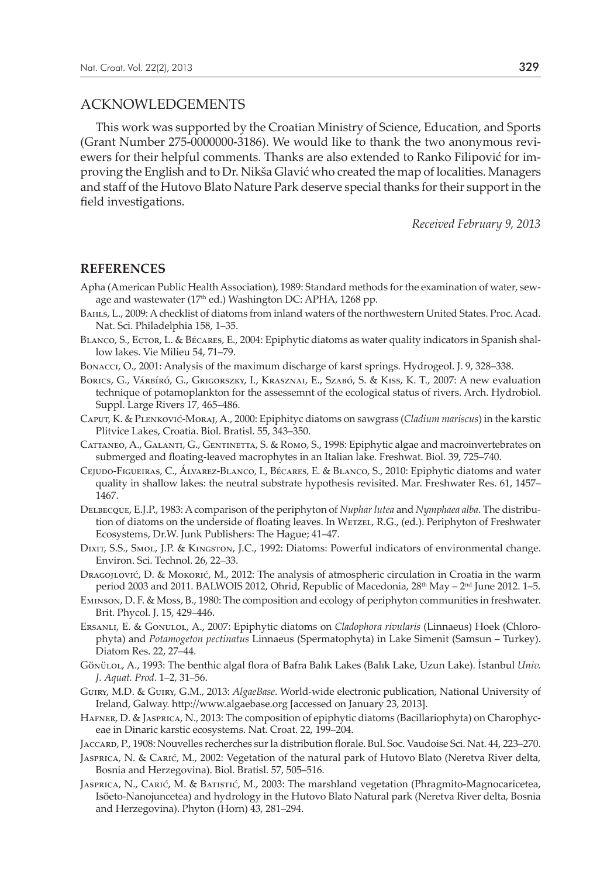## ACKNOWLEDGEMENTS

This work was supported by the Croatian Ministry of Science, Education, and Sports (Grant Number 275-0000000-3186). We would like to thank the two anonymous reviewers for their helpful comments. Thanks are also extended to Ranko Filipović for improving the English and to Dr. Nikša Glavić who created the map of localities. Managers and staff of the Hutovo Blato Nature Park deserve special thanks for their support in the field investigations.

*Received February 9, 2013*

## REFERENCES

Apha (American Public Health Association), 1989: Standard methods for the examination of water, sewage and wastewater (17th ed.) Washington DC: APHA, 1268 pp.

Bahls, L., 2009: A checklist of diatoms from inland waters of the northwestern United States. Proc. Acad. Nat. Sci. Philadelphia 158, 1–35.

Blanco, S., Ector, L. & Bécares, E., 2004: Epiphytic diatoms as water quality indicators in Spanish shallow lakes. Vie Milieu 54, 71–79.

Bonacci, O., 2001: Analysis of the maximum discharge of karst springs. Hydrogeol. J. 9, 328–338.

Borics, G., Várbíró, G., Grigorszky, I., Krasznai, E., Szabó, S. & Kiss, K. T., 2007: A new evaluation technique of potamoplankton for the assessemnt of the ecological status of rivers. Arch. Hydrobiol. Suppl. Large Rivers 17, 465–486.

Caput, K. & Plenković-Moraj, A., 2000: Epiphityc diatoms on sawgrass (*Cladium mariscus*) in the karstic Plitvice Lakes, Croatia. Biol. Bratisl. 55, 343–350.

Cattaneo, A., Galanti, G., Gentinetta, S. & Romo, S., 1998: Epiphytic algae and macroinvertebrates on submerged and floating-leaved macrophytes in an Italian lake. Freshwat. Biol. 39, 725–740.

Cejudo-Figueiras, C., Álvarez-Blanco, I., Bécares, E. & Blanco, S., 2010: Epiphytic diatoms and water quality in shallow lakes: the neutral substrate hypothesis revisited. Mar. Freshwater Res. 61, 1457–1467.

Delbecque, E.J.P., 1983: A comparison of the periphyton of *Nuphar lutea* and *Nymphaea alba*. The distribution of diatoms on the underside of floating leaves. In Wetzel, R.G., (ed.). Periphyton of Freshwater Ecosystems, Dr.W. Junk Publishers: The Hague; 41–47.

Dixit, S.S., Smol, J.P. & Kingston, J.C., 1992: Diatoms: Powerful indicators of environmental change. Environ. Sci. Technol. 26, 22–33.

Dragojlović, D. & Mokorić, M., 2012: The analysis of atmospheric circulation in Croatia in the warm period 2003 and 2011. BALWOIS 2012, Ohrid, Republic of Macedonia, 28th May – 2nd June 2012. 1–5.

Eminson, D. F. & Moss, B., 1980: The composition and ecology of periphyton communities in freshwater. Brit. Phycol. J. 15, 429–446.

Ersanli, E. & Gonulol, A., 2007: Epiphytic diatoms on *Cladophora rivularis* (Linnaeus) Hoek (Chlorophyta) and *Potamogeton pectinatus* Linnaeus (Spermatophyta) in Lake Simenit (Samsun – Turkey). Diatom Res. 22, 27–44.

Gönülol, A., 1993: The benthic algal flora of Bafra Balık Lakes (Balık Lake, Uzun Lake). İstanbul *Univ. J. Aquat. Prod.* 1–2, 31–56.

Guiry, M.D. & Guiry, G.M., 2013: *AlgaeBase*. World-wide electronic publication, National University of Ireland, Galway. http://www.algaebase.org [accessed on January 23, 2013].

Hafner, D. & Jasprica, N., 2013: The composition of epiphytic diatoms (Bacillariophyta) on Charophyceae in Dinaric karstic ecosystems. Nat. Croat. 22, 199–204.

Jaccard, P., 1908: Nouvelles recherches sur la distribution florale. Bul. Soc. Vaudoise Sci. Nat. 44, 223–270.

Jasprica, N. & Carić, M., 2002: Vegetation of the natural park of Hutovo Blato (Neretva River delta, Bosnia and Herzegovina). Biol. Bratisl. 57, 505–516.

Jasprica, N., Carić, M. & Batistić, M., 2003: The marshland vegetation (Phragmito-Magnocaricetea, Isöeto-Nanojuncetea) and hydrology in the Hutovo Blato Natural park (Neretva River delta, Bosnia and Herzegovina). Phyton (Horn) 43, 281–294.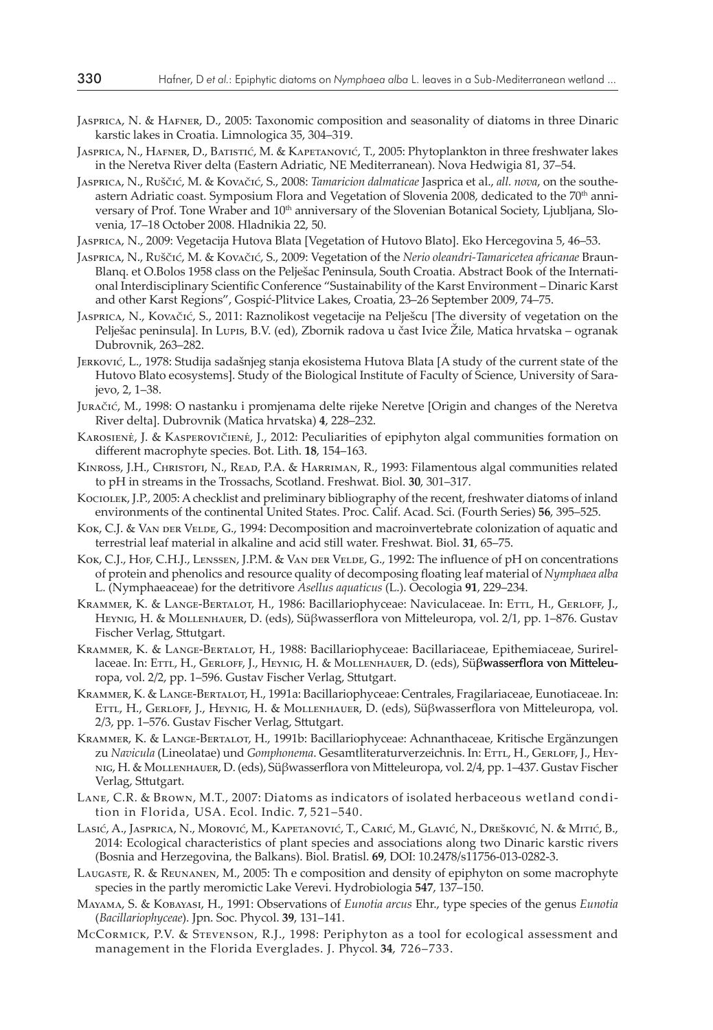Jasprica, N. & Hafner, D., 2005: Taxonomic composition and seasonality of diatoms in three Dinaric karstic lakes in Croatia. Limnologica 35, 304–319.

Jasprica, N., Hafner, D., Batistić, M. & Kapetanović, T., 2005: Phytoplankton in three freshwater lakes in the Neretva River delta (Eastern Adriatic, NE Mediterranean). Nova Hedwigia 81, 37–54.

Jasprica, N., Ruščić, M. & Kovačić, S., 2008: *Tamaricion dalmaticae* Jasprica et al., *all. nova*, on the southeastern Adriatic coast. Symposium Flora and Vegetation of Slovenia 2008, dedicated to the 70th anniversary of Prof. Tone Wraber and 10th anniversary of the Slovenian Botanical Society, Ljubljana, Slovenia, 17–18 October 2008. Hladnikia 22, 50.

Jasprica, N., 2009: Vegetacija Hutova Blata [Vegetation of Hutovo Blato]. Eko Hercegovina 5, 46–53.

Jasprica, N., Ruščić, M. & Kovačić, S., 2009: Vegetation of the *Nerio oleandri-Tamaricetea africanae* Braun-Blanq. et O.Bolos 1958 class on the Pelješac Peninsula, South Croatia. Abstract Book of the International Interdisciplinary Scientific Conference "Sustainability of the Karst Environment – Dinaric Karst and other Karst Regions", Gospić-Plitvice Lakes, Croatia, 23–26 September 2009, 74–75.

Jasprica, N., Kovačić, S., 2011: Raznolikost vegetacije na Pelješcu [The diversity of vegetation on the Pelješac peninsula]. In Lupis, B.V. (ed), Zbornik radova u čast Ivice Žile, Matica hrvatska – ogranak Dubrovnik, 263–282.

Jerković, L., 1978: Studija sadašnjeg stanja ekosistema Hutova Blata [A study of the current state of the Hutovo Blato ecosystems]. Study of the Biological Institute of Faculty of Science, University of Sarajevo, 2, 1–38.

Juračić, M., 1998: O nastanku i promjenama delte rijeke Neretve [Origin and changes of the Neretva River delta]. Dubrovnik (Matica hrvatska) **4**, 228–232.

Karosienė, J. & Kasperovičienė, J., 2012: Peculiarities of epiphyton algal communities formation on different macrophyte species. Bot. Lith. **18**, 154–163.

Kinross, J.H., Christofi, N., Read, P.A. & Harriman, R., 1993: Filamentous algal communities related to pH in streams in the Trossachs, Scotland. Freshwat. Biol. **30**, 301–317.

Kociolek, J.P., 2005: A checklist and preliminary bibliography of the recent, freshwater diatoms of inland environments of the continental United States. Proc. Calif. Acad. Sci. (Fourth Series) **56**, 395–525.

Kok, C.J. & Van der Velde, G., 1994: Decomposition and macroinvertebrate colonization of aquatic and terrestrial leaf material in alkaline and acid still water. Freshwat. Biol. **31**, 65–75.

Kok, C.J., Hof, C.H.J., Lenssen, J.P.M. & Van der Velde, G., 1992: The influence of pH on concentrations of protein and phenolics and resource quality of decomposing floating leaf material of *Nymphaea alba* L. (Nymphaeaceae) for the detritivore *Asellus aquaticus* (L.). Oecologia **91**, 229–234.

Krammer, K. & Lange-Bertalot, H., 1986: Bacillariophyceae: Naviculaceae. In: Ettl, H., Gerloff, J., Heynig, H. & Mollenhauer, D. (eds), Süβwasserflora von Mitteleuropa, vol. 2/1, pp. 1–876. Gustav Fischer Verlag, Sttutgart.

Krammer, K. & Lange-Bertalot, H., 1988: Bacillariophyceae: Bacillariaceae, Epithemiaceae, Surirellaceae. In: Ettl, H., Gerloff, J., Heynig, H. & Mollenhauer, D. (eds), Süβwasserflora von Mitteleuropa, vol. 2/2, pp. 1–596. Gustav Fischer Verlag, Sttutgart.

Krammer, K. & Lange-Bertalot, H., 1991a: Bacillariophyceae: Centrales, Fragilariaceae, Eunotiaceae. In: Ettl, H., Gerloff, J., Heynig, H. & Mollenhauer, D. (eds), Süβwasserflora von Mitteleuropa, vol. 2/3, pp. 1–576. Gustav Fischer Verlag, Sttutgart.

Krammer, K. & Lange-Bertalot, H., 1991b: Bacillariophyceae: Achnanthaceae, Kritische Ergänzungen zu *Navicula* (Lineolatae) und *Gomphonema*. Gesamtliteraturverzeichnis. In: Ettl, H., Gerloff, J., Heynig, H. & Mollenhauer, D. (eds), Süβwasserflora von Mitteleuropa, vol. 2/4, pp. 1–437. Gustav Fischer Verlag, Sttutgart.

Lane, C.R. & Brown, M.T., 2007: Diatoms as indicators of isolated herbaceous wetland condition in Florida, USA. Ecol. Indic. **7**, 521–540.

Lasić, A., Jasprica, N., Morović, M., Kapetanović, T., Carić, M., Glavić, N., Drešković, N. & Mitić, B., 2014: Ecological characteristics of plant species and associations along two Dinaric karstic rivers (Bosnia and Herzegovina, the Balkans). Biol. Bratisl. **69**, DOI: 10.2478/s11756-013-0282-3.

Laugaste, R. & Reunanen, M., 2005: Th e composition and density of epiphyton on some macrophyte species in the partly meromictic Lake Verevi. Hydrobiologia **547**, 137–150.

Mayama, S. & Kobayasi, H., 1991: Observations of *Eunotia arcus* Ehr., type species of the genus *Eunotia* (*Bacillariophyceae*). Jpn. Soc. Phycol. **39**, 131–141.

McCormick, P.V. & Stevenson, R.J., 1998: Periphyton as a tool for ecological assessment and management in the Florida Everglades. J. Phycol. **34**, 726–733.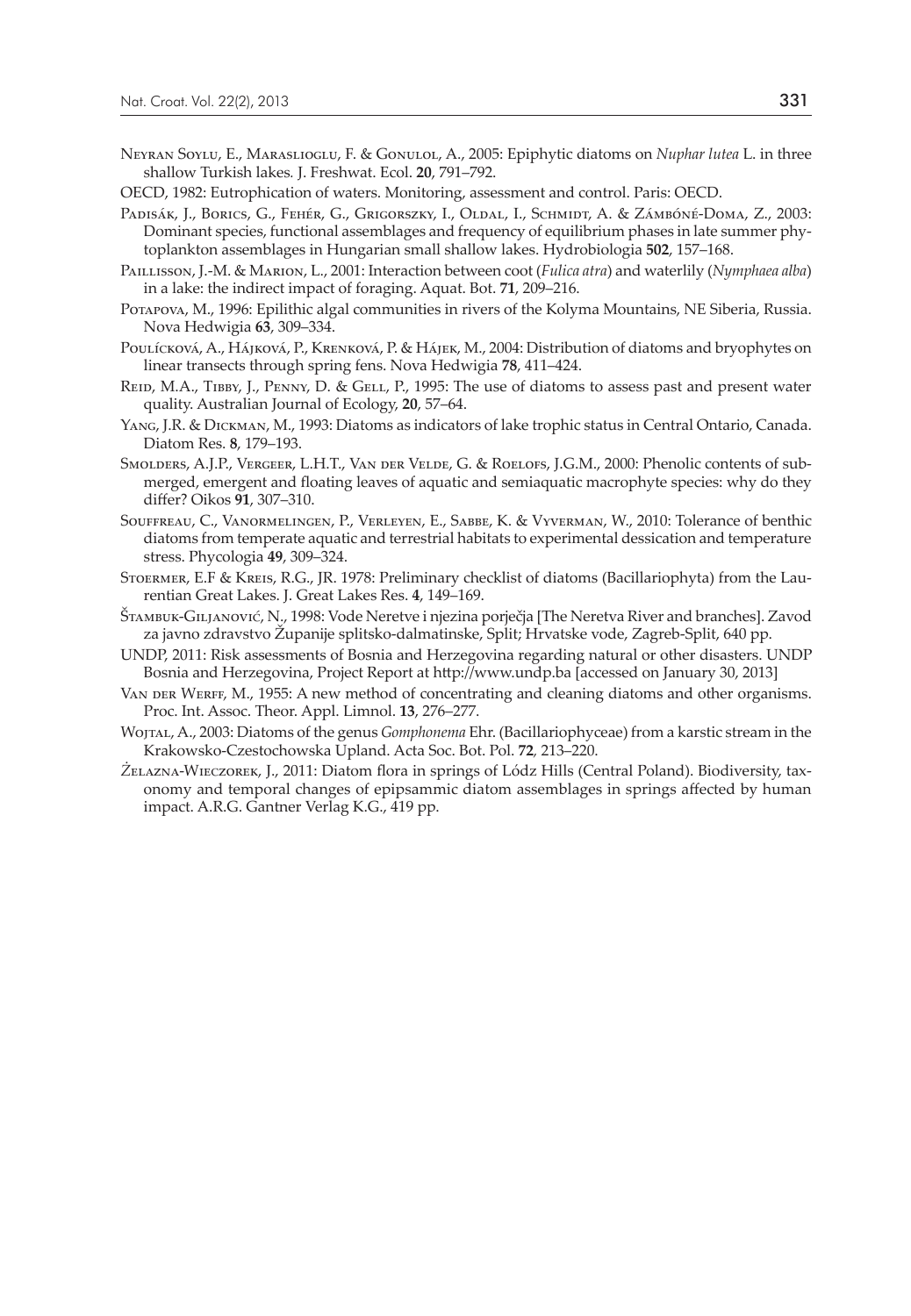Neyran Soylu, E., Maraslioglu, F. & Gonulol, A., 2005: Epiphytic diatoms on *Nuphar lutea* L. in three shallow Turkish lakes. J. Freshwat. Ecol. **20**, 791–792.

OECD, 1982: Eutrophication of waters. Monitoring, assessment and control. Paris: OECD.

Padisák, J., Borics, G., Fehér, G., Grigorszky, I., Oldal, I., Schmidt, A. & Zámbóné-Doma, Z., 2003: Dominant species, functional assemblages and frequency of equilibrium phases in late summer phytoplankton assemblages in Hungarian small shallow lakes. Hydrobiologia **502**, 157–168.

Paillisson, J.-M. & Marion, L., 2001: Interaction between coot (*Fulica atra*) and waterlily (*Nymphaea alba*) in a lake: the indirect impact of foraging. Aquat. Bot. **71**, 209–216.

Potapova, M., 1996: Epilithic algal communities in rivers of the Kolyma Mountains, NE Siberia, Russia. Nova Hedwigia **63**, 309–334.

Poulícková, A., Hájková, P., Krenková, P. & Hájek, M., 2004: Distribution of diatoms and bryophytes on linear transects through spring fens. Nova Hedwigia **78**, 411–424.

Reid, M.A., Tibby, J., Penny, D. & Gell, P., 1995: The use of diatoms to assess past and present water quality. Australian Journal of Ecology, **20**, 57–64.

Yang, J.R. & Dickman, M., 1993: Diatoms as indicators of lake trophic status in Central Ontario, Canada. Diatom Res. **8**, 179–193.

Smolders, A.J.P., Vergeer, L.H.T., Van der Velde, G. & Roelofs, J.G.M., 2000: Phenolic contents of submerged, emergent and floating leaves of aquatic and semiaquatic macrophyte species: why do they differ? Oikos **91**, 307–310.

Souffreau, C., Vanormelingen, P., Verleyen, E., Sabbe, K. & Vyverman, W., 2010: Tolerance of benthic diatoms from temperate aquatic and terrestrial habitats to experimental dessication and temperature stress. Phycologia **49**, 309–324.

Stoermer, E.F & Kreis, R.G., JR. 1978: Preliminary checklist of diatoms (Bacillariophyta) from the Laurentian Great Lakes. J. Great Lakes Res. **4**, 149–169.

Štambuk-Giljanović, N., 1998: Vode Neretve i njezina porječja [The Neretva River and branches]. Zavod za javno zdravstvo Županije splitsko-dalmatinske, Split; Hrvatske vode, Zagreb-Split, 640 pp.

UNDP, 2011: Risk assessments of Bosnia and Herzegovina regarding natural or other disasters. UNDP Bosnia and Herzegovina, Project Report at http://www.undp.ba [accessed on January 30, 2013]

Van der Werff, M., 1955: A new method of concentrating and cleaning diatoms and other organisms. Proc. Int. Assoc. Theor. Appl. Limnol. **13**, 276–277.

Wojtal, A., 2003: Diatoms of the genus *Gomphonema* Ehr. (Bacillariophyceae) from a karstic stream in the Krakowsko-Czestochowska Upland. Acta Soc. Bot. Pol. **72**, 213–220.

Żelazna-Wieczorek, J., 2011: Diatom flora in springs of Lódz Hills (Central Poland). Biodiversity, taxonomy and temporal changes of epipsammic diatom assemblages in springs affected by human impact. A.R.G. Gantner Verlag K.G., 419 pp.